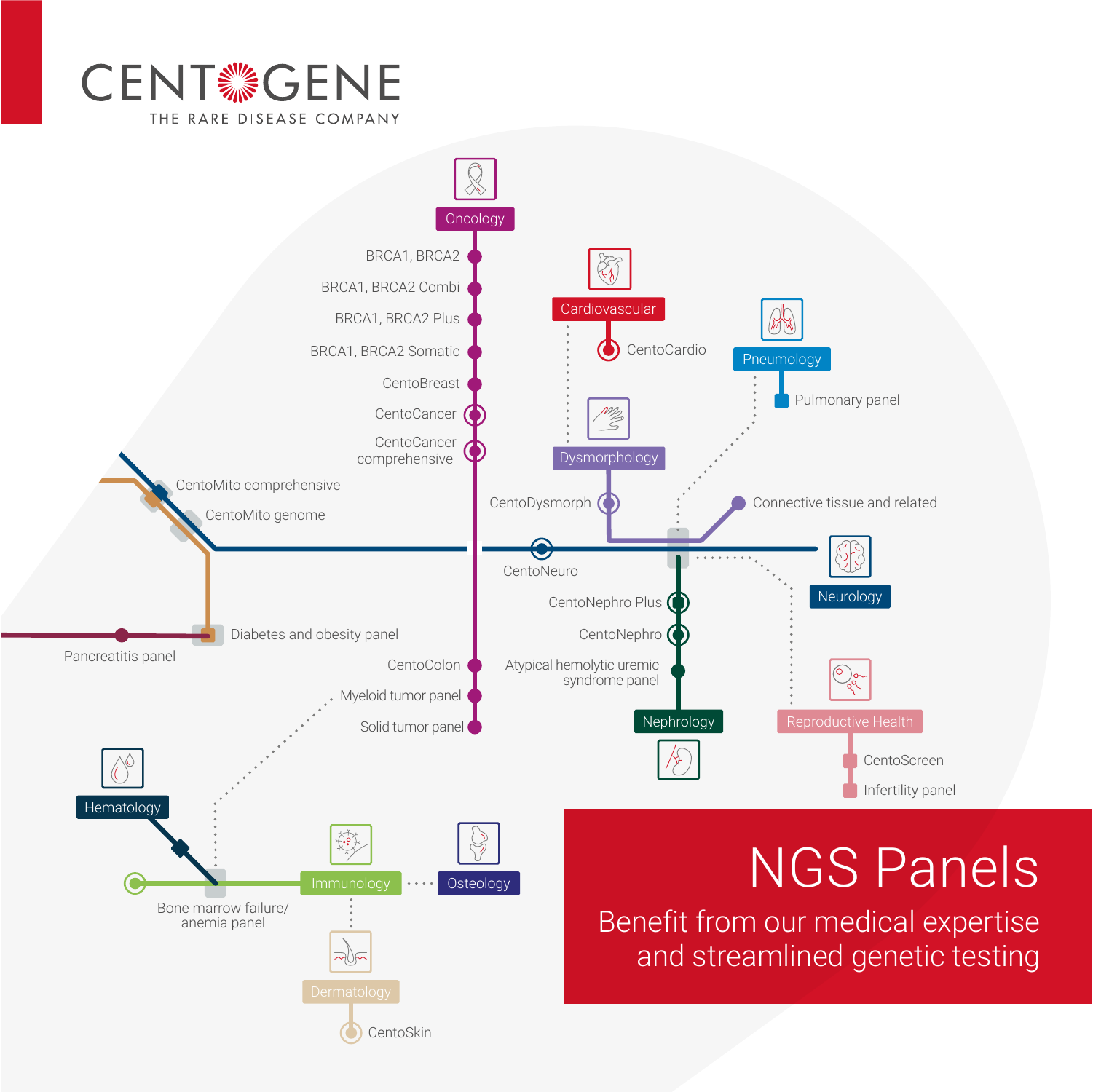# CENTOGENE

THE RARE DISEASE COMPANY

## Oncology

- BRCA1, BRCA2
- BRCA1, BRCA2 Combi
- BRCA1, BRCA2 Plus
- BRCA1, BRCA2 Somatic
- CentoBreast
- CentoCancer
- CentoCancer comprehensive
- CentoColon
- Myeloid tumor panel
- Solid tumor panel

## Cardiovascular

- CentoCardio

## Pneumology

- Pulmonary panel

## Dysmorphology

- CentoDysmorph
- Connective tissue and related

## Neurology

- CentoMito comprehensive
- CentoMito genome
- CentoNeuro

## Nephrology

- CentoNephro Plus
- CentoNephro
- Atypical hemolytic uremic syndrome panel

## Reproductive Health

- CentoScreen
- Infertility panel

Diabetes and obesity panel

Pancreatitis panel

## Hematology

- Bone marrow failure/ anemia panel

## Immunology

## Osteology

## Dermatology

- CentoSkin

# NGS Panels

Benefit from our medical expertise and streamlined genetic testing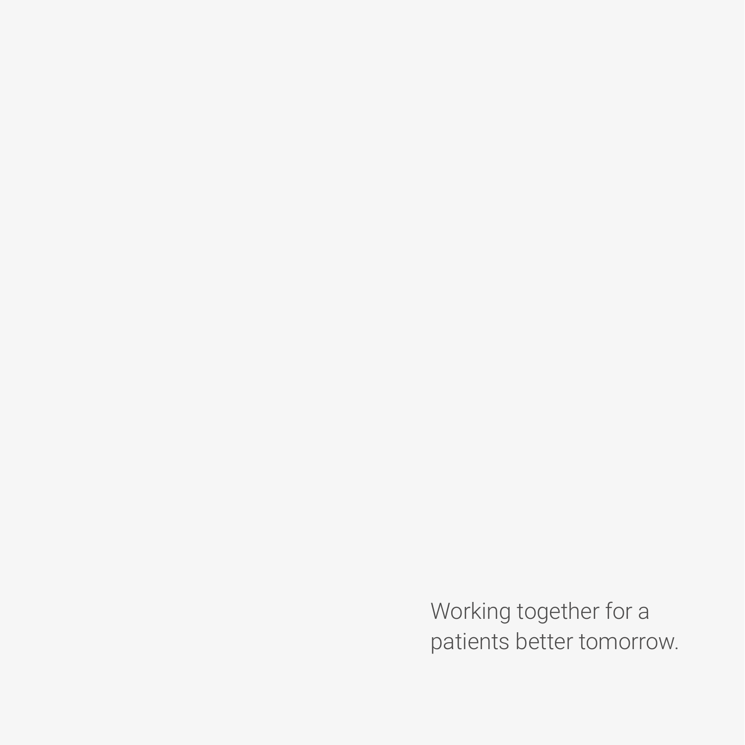Working together for a
patients better tomorrow.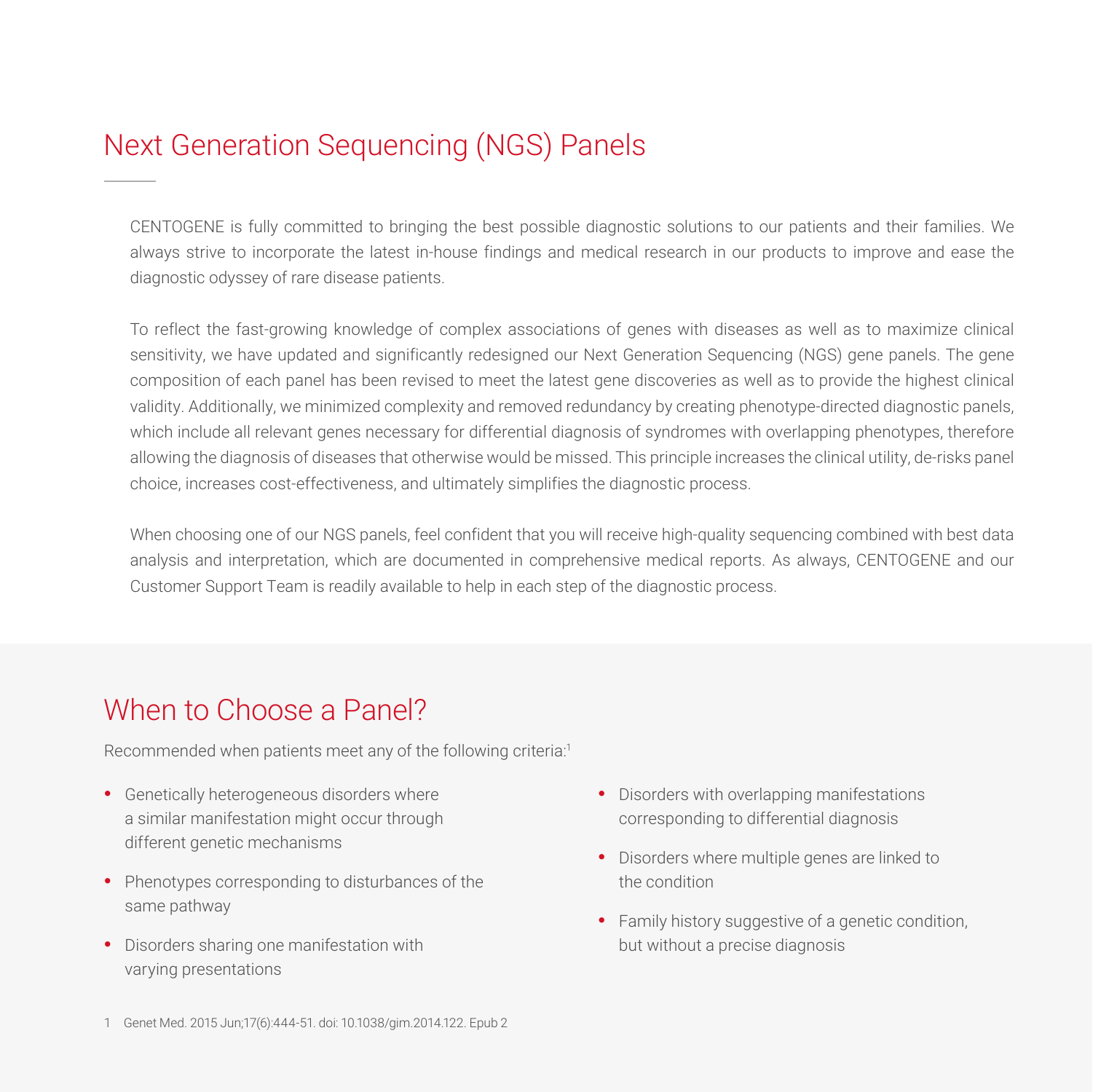# Next Generation Sequencing (NGS) Panels

CENTOGENE is fully committed to bringing the best possible diagnostic solutions to our patients and their families. We always strive to incorporate the latest in-house findings and medical research in our products to improve and ease the diagnostic odyssey of rare disease patients.

To reflect the fast-growing knowledge of complex associations of genes with diseases as well as to maximize clinical sensitivity, we have updated and significantly redesigned our Next Generation Sequencing (NGS) gene panels. The gene composition of each panel has been revised to meet the latest gene discoveries as well as to provide the highest clinical validity. Additionally, we minimized complexity and removed redundancy by creating phenotype-directed diagnostic panels, which include all relevant genes necessary for differential diagnosis of syndromes with overlapping phenotypes, therefore allowing the diagnosis of diseases that otherwise would be missed. This principle increases the clinical utility, de-risks panel choice, increases cost-effectiveness, and ultimately simplifies the diagnostic process.

When choosing one of our NGS panels, feel confident that you will receive high-quality sequencing combined with best data analysis and interpretation, which are documented in comprehensive medical reports. As always, CENTOGENE and our Customer Support Team is readily available to help in each step of the diagnostic process.

## When to Choose a Panel?

Recommended when patients meet any of the following criteria:[1]

- Genetically heterogeneous disorders where a similar manifestation might occur through different genetic mechanisms
- Phenotypes corresponding to disturbances of the same pathway
- Disorders sharing one manifestation with varying presentations
- Disorders with overlapping manifestations corresponding to differential diagnosis
- Disorders where multiple genes are linked to the condition
- Family history suggestive of a genetic condition, but without a precise diagnosis

1 Genet Med. 2015 Jun;17(6):444-51. doi: 10.1038/gim.2014.122. Epub 2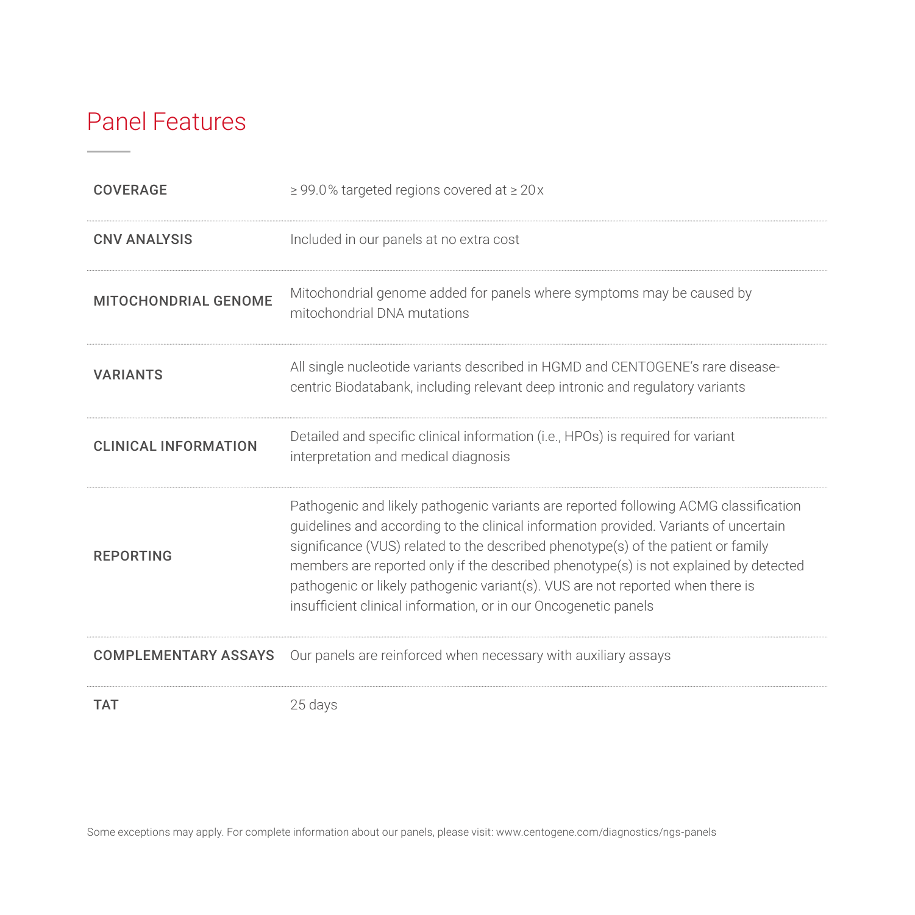## Panel Features

| | |
|---|---|
| **COVERAGE** | ≥ 99.0 % targeted regions covered at ≥ 20 x |
| **CNV ANALYSIS** | Included in our panels at no extra cost |
| **MITOCHONDRIAL GENOME** | Mitochondrial genome added for panels where symptoms may be caused by mitochondrial DNA mutations |
| **VARIANTS** | All single nucleotide variants described in HGMD and CENTOGENE's rare disease-centric Biodatabank, including relevant deep intronic and regulatory variants |
| **CLINICAL INFORMATION** | Detailed and specific clinical information (i.e., HPOs) is required for variant interpretation and medical diagnosis |
| **REPORTING** | Pathogenic and likely pathogenic variants are reported following ACMG classification guidelines and according to the clinical information provided. Variants of uncertain significance (VUS) related to the described phenotype(s) of the patient or family members are reported only if the described phenotype(s) is not explained by detected pathogenic or likely pathogenic variant(s). VUS are not reported when there is insufficient clinical information, or in our Oncogenetic panels |
| **COMPLEMENTARY ASSAYS** | Our panels are reinforced when necessary with auxiliary assays |
| **TAT** | 25 days |

Some exceptions may apply. For complete information about our panels, please visit: www.centogene.com/diagnostics/ngs-panels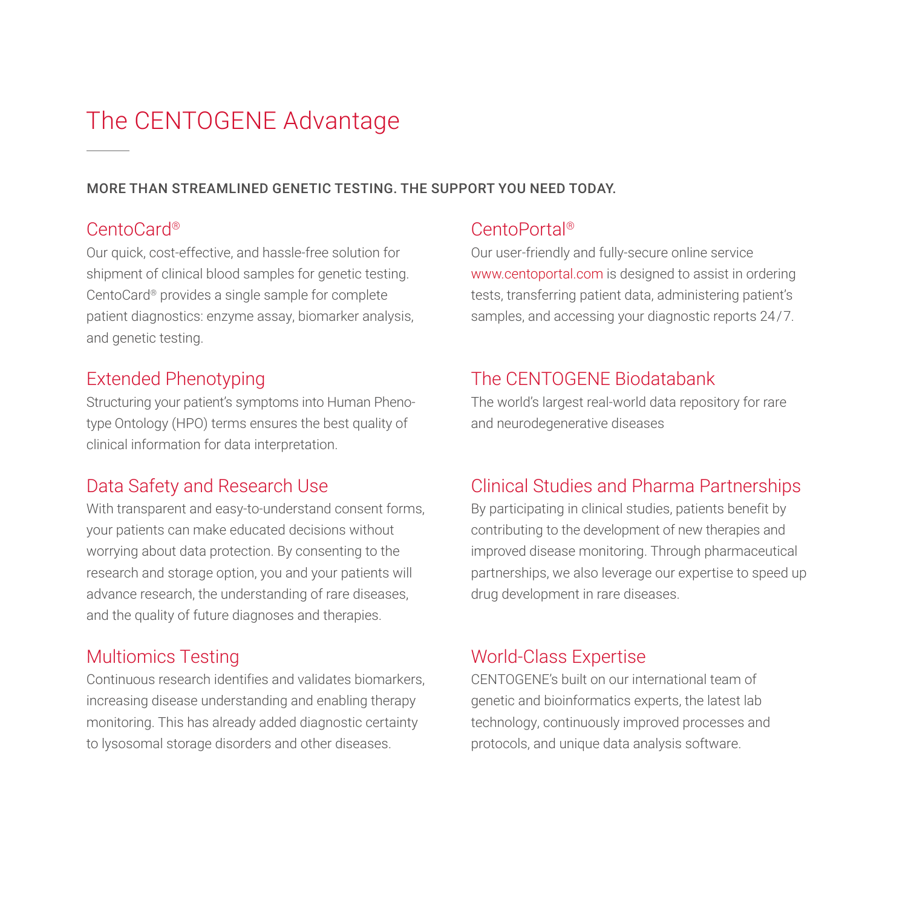# The CENTOGENE Advantage

**MORE THAN STREAMLINED GENETIC TESTING. THE SUPPORT YOU NEED TODAY.**

## CentoCard®

Our quick, cost-effective, and hassle-free solution for shipment of clinical blood samples for genetic testing. CentoCard® provides a single sample for complete patient diagnostics: enzyme assay, biomarker analysis, and genetic testing.

## Extended Phenotyping

Structuring your patient's symptoms into Human Phenotype Ontology (HPO) terms ensures the best quality of clinical information for data interpretation.

## Data Safety and Research Use

With transparent and easy-to-understand consent forms, your patients can make educated decisions without worrying about data protection. By consenting to the research and storage option, you and your patients will advance research, the understanding of rare diseases, and the quality of future diagnoses and therapies.

## Multiomics Testing

Continuous research identifies and validates biomarkers, increasing disease understanding and enabling therapy monitoring. This has already added diagnostic certainty to lysosomal storage disorders and other diseases.

## CentoPortal®

Our user-friendly and fully-secure online service www.centoportal.com is designed to assist in ordering tests, transferring patient data, administering patient's samples, and accessing your diagnostic reports 24/7.

## The CENTOGENE Biodatabank

The world's largest real-world data repository for rare and neurodegenerative diseases

## Clinical Studies and Pharma Partnerships

By participating in clinical studies, patients benefit by contributing to the development of new therapies and improved disease monitoring. Through pharmaceutical partnerships, we also leverage our expertise to speed up drug development in rare diseases.

## World-Class Expertise

CENTOGENE's built on our international team of genetic and bioinformatics experts, the latest lab technology, continuously improved processes and protocols, and unique data analysis software.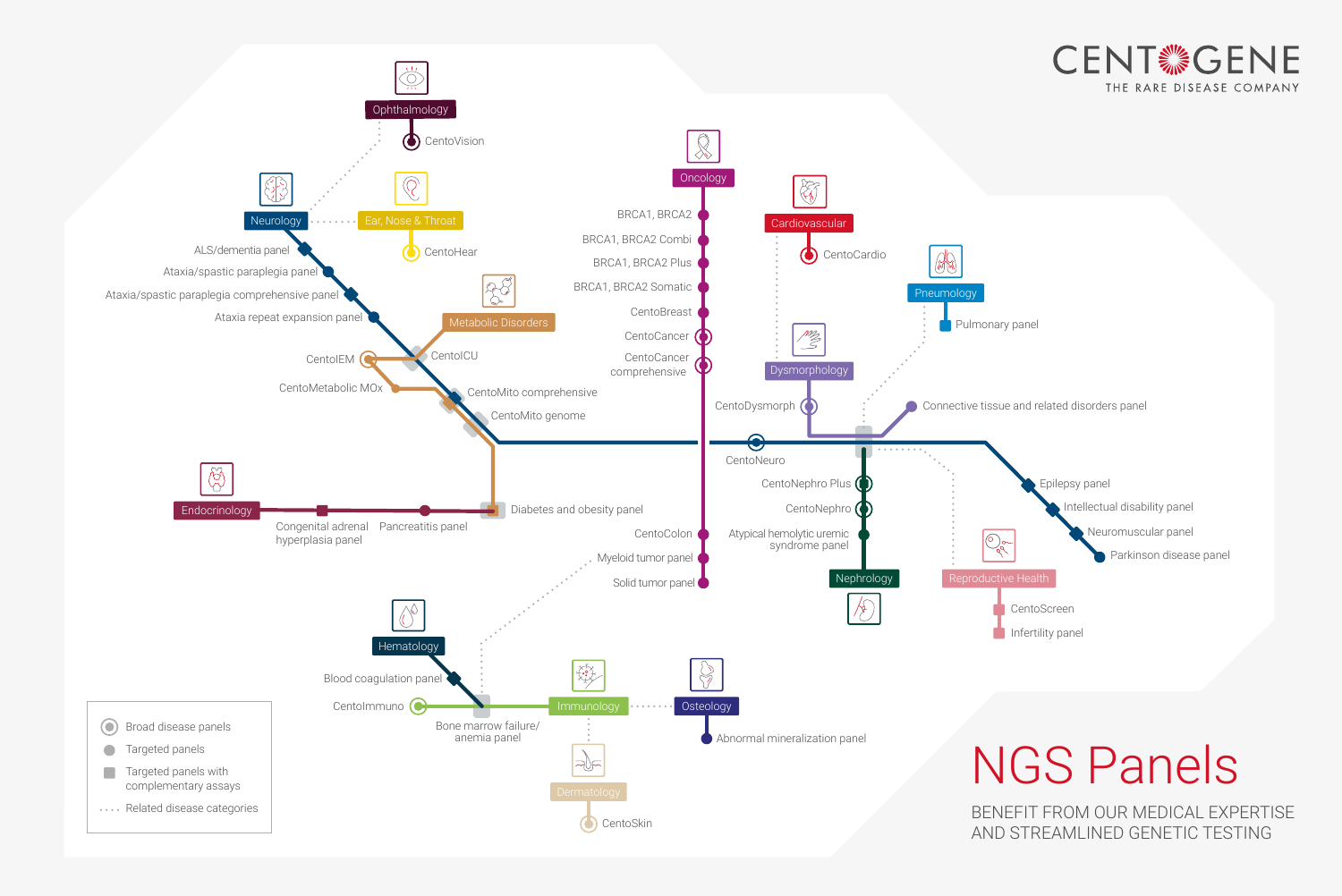# NGS Panels

BENEFIT FROM OUR MEDICAL EXPERTISE AND STREAMLINED GENETIC TESTING

CENTOGENE
THE RARE DISEASE COMPANY

**Ophthalmology**
- CentoVision

**Neurology**
- ALS/dementia panel
- Ataxia/spastic paraplegia panel
- Ataxia/spastic paraplegia comprehensive panel
- Ataxia repeat expansion panel
- CentoICU
- CentoMito comprehensive
- CentoMito genome
- CentoNeuro
- Epilepsy panel
- Intellectual disability panel
- Neuromuscular panel
- Parkinson disease panel

**Ear, Nose & Throat**
- CentoHear

**Metabolic Disorders**
- CentoEM
- CentoMetabolic MOx
- Diabetes and obesity panel

**Endocrinology**
- Congenital adrenal hyperplasia panel
- Pancreatitis panel

**Oncology**
- BRCA1, BRCA2
- BRCA1, BRCA2 Combi
- BRCA1, BRCA2 Plus
- BRCA1, BRCA2 Somatic
- CentoBreast
- CentoCancer
- CentoCancer comprehensive
- CentoColon
- Myeloid tumor panel
- Solid tumor panel

**Cardiovascular**
- CentoCardio

**Pneumology**
- Pulmonary panel

**Dysmorphology**
- CentoDysmorph
- Connective tissue and related disorders panel

**Nephrology**
- CentoNephro Plus
- CentoNephro
- Atypical hemolytic uremic syndrome panel

**Reproductive Health**
- CentoScreen
- Infertility panel

**Hematology**
- Blood coagulation panel
- Bone marrow failure/anemia panel

**Immunology**
- CentoImmuno

**Osteology**
- Abnormal mineralization panel

**Dermatology**
- CentoSkin

Legend:
- Broad disease panels
- Targeted panels
- Targeted panels with complementary assays
- Related disease categories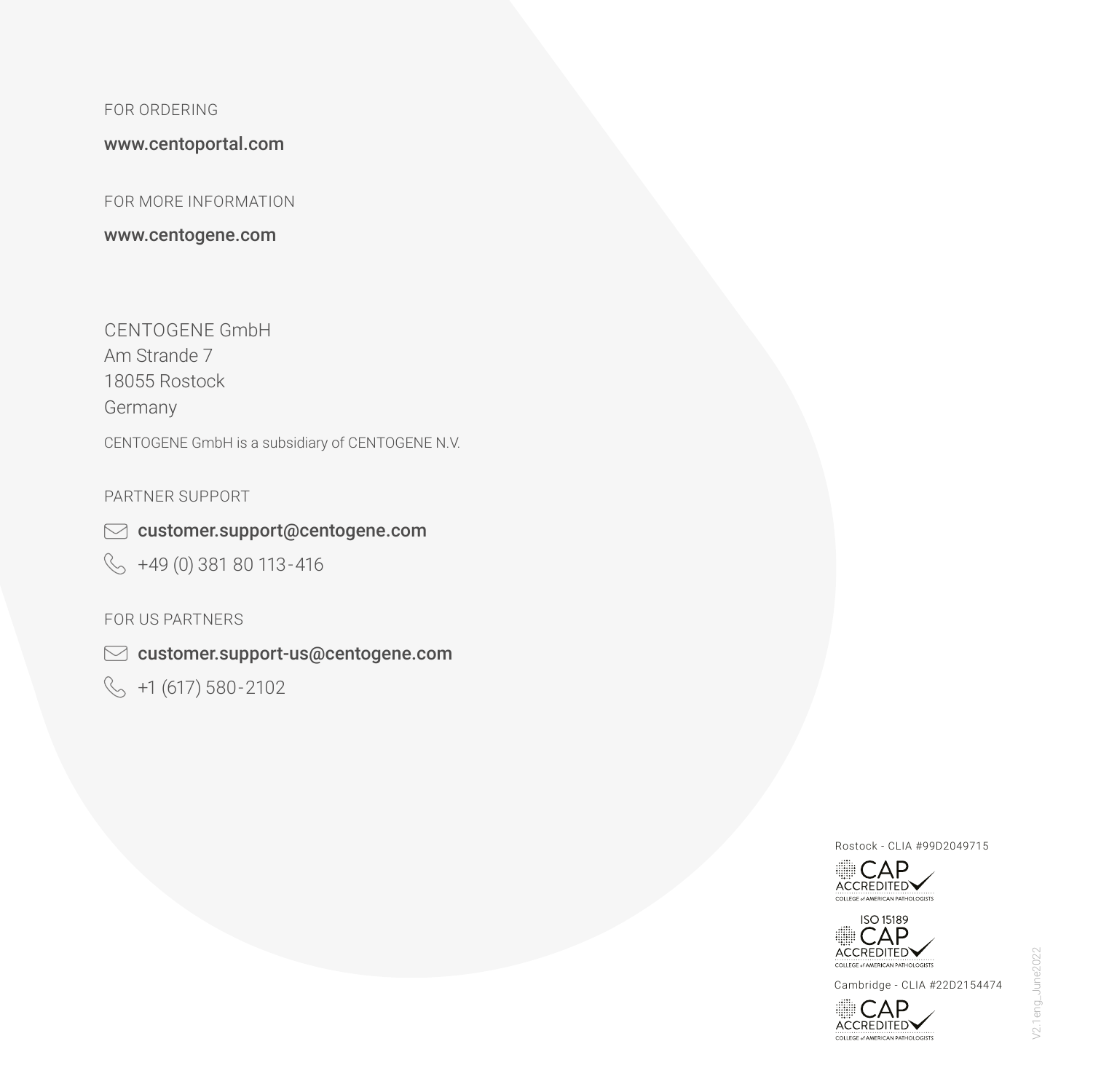FOR ORDERING

**www.centoportal.com**

FOR MORE INFORMATION

**www.centogene.com**

CENTOGENE GmbH
Am Strande 7
18055 Rostock
Germany

CENTOGENE GmbH is a subsidiary of CENTOGENE N.V.

PARTNER SUPPORT

**customer.support@centogene.com**

+49 (0) 381 80 113-416

FOR US PARTNERS

**customer.support-us@centogene.com**

+1 (617) 580-2102

Rostock - CLIA #99D2049715

CAP ACCREDITED
COLLEGE of AMERICAN PATHOLOGISTS

ISO 15189
CAP ACCREDITED
COLLEGE of AMERICAN PATHOLOGISTS

Cambridge - CLIA #22D2154474

CAP ACCREDITED
COLLEGE of AMERICAN PATHOLOGISTS

V2.1eng_June2022